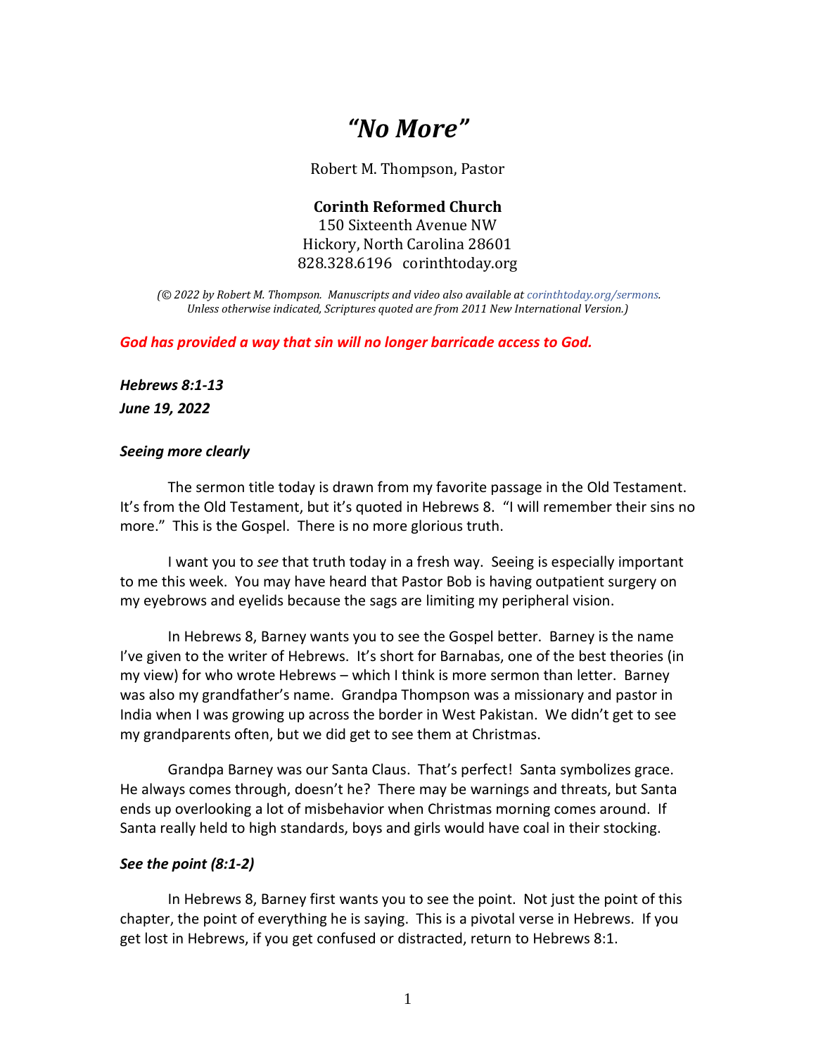# *"No More"*

Robert M. Thompson, Pastor

**Corinth Reformed Church**
150 Sixteenth Avenue NW
Hickory, North Carolina 28601
828.328.6196 corinthtoday.org

*(© 2022 by Robert M. Thompson. Manuscripts and video also available at corinthtoday.org/sermons. Unless otherwise indicated, Scriptures quoted are from 2011 New International Version.)*

***God has provided a way that sin will no longer barricade access to God.***

***Hebrews 8:1-13***
***June 19, 2022***

### *Seeing more clearly*

The sermon title today is drawn from my favorite passage in the Old Testament. It's from the Old Testament, but it's quoted in Hebrews 8. "I will remember their sins no more." This is the Gospel. There is no more glorious truth.

I want you to *see* that truth today in a fresh way. Seeing is especially important to me this week. You may have heard that Pastor Bob is having outpatient surgery on my eyebrows and eyelids because the sags are limiting my peripheral vision.

In Hebrews 8, Barney wants you to see the Gospel better. Barney is the name I've given to the writer of Hebrews. It's short for Barnabas, one of the best theories (in my view) for who wrote Hebrews – which I think is more sermon than letter. Barney was also my grandfather's name. Grandpa Thompson was a missionary and pastor in India when I was growing up across the border in West Pakistan. We didn't get to see my grandparents often, but we did get to see them at Christmas.

Grandpa Barney was our Santa Claus. That's perfect! Santa symbolizes grace. He always comes through, doesn't he? There may be warnings and threats, but Santa ends up overlooking a lot of misbehavior when Christmas morning comes around. If Santa really held to high standards, boys and girls would have coal in their stocking.

### *See the point (8:1-2)*

In Hebrews 8, Barney first wants you to see the point. Not just the point of this chapter, the point of everything he is saying. This is a pivotal verse in Hebrews. If you get lost in Hebrews, if you get confused or distracted, return to Hebrews 8:1.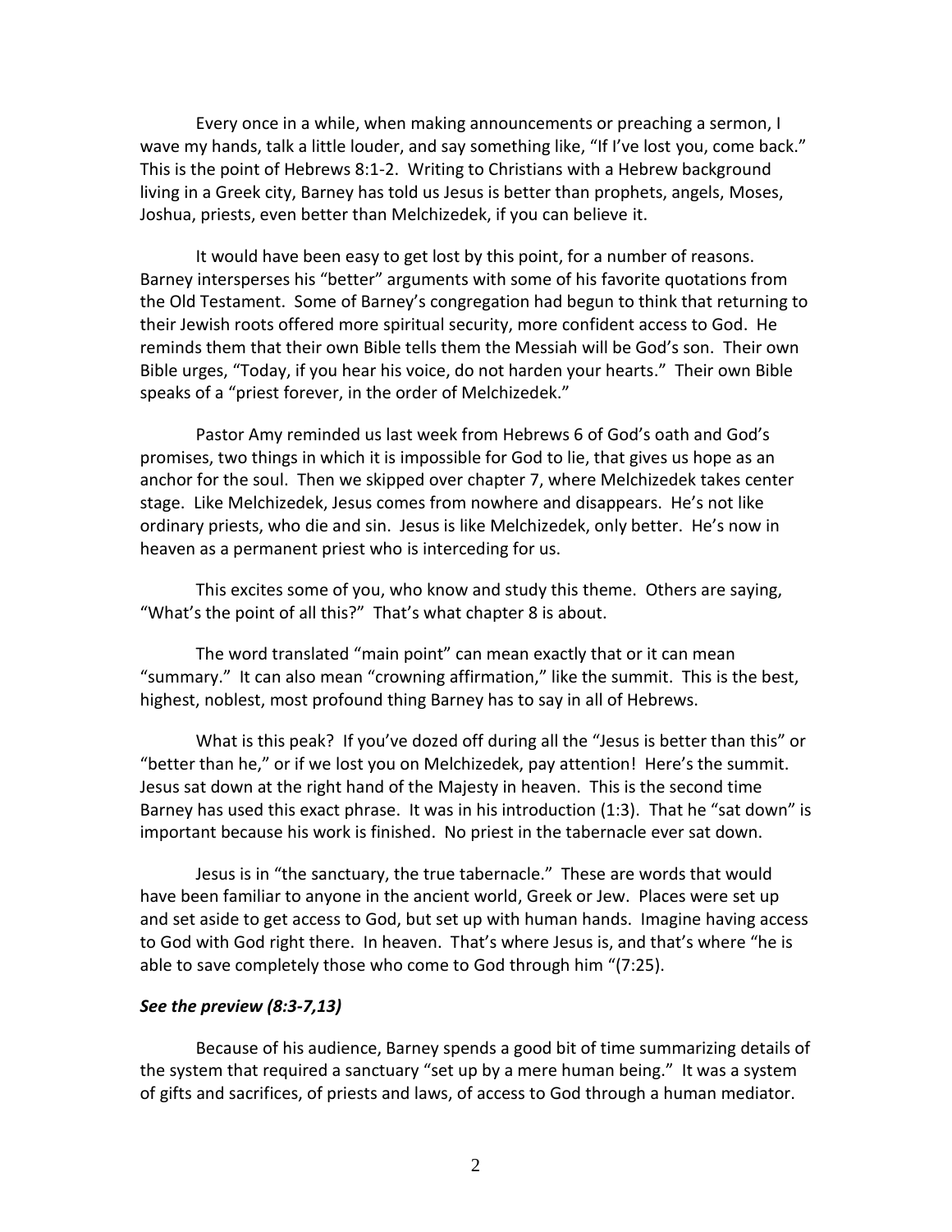Every once in a while, when making announcements or preaching a sermon, I wave my hands, talk a little louder, and say something like, "If I've lost you, come back." This is the point of Hebrews 8:1-2. Writing to Christians with a Hebrew background living in a Greek city, Barney has told us Jesus is better than prophets, angels, Moses, Joshua, priests, even better than Melchizedek, if you can believe it.

It would have been easy to get lost by this point, for a number of reasons. Barney intersperses his "better" arguments with some of his favorite quotations from the Old Testament. Some of Barney's congregation had begun to think that returning to their Jewish roots offered more spiritual security, more confident access to God. He reminds them that their own Bible tells them the Messiah will be God's son. Their own Bible urges, "Today, if you hear his voice, do not harden your hearts." Their own Bible speaks of a "priest forever, in the order of Melchizedek."

Pastor Amy reminded us last week from Hebrews 6 of God's oath and God's promises, two things in which it is impossible for God to lie, that gives us hope as an anchor for the soul. Then we skipped over chapter 7, where Melchizedek takes center stage. Like Melchizedek, Jesus comes from nowhere and disappears. He's not like ordinary priests, who die and sin. Jesus is like Melchizedek, only better. He's now in heaven as a permanent priest who is interceding for us.

This excites some of you, who know and study this theme. Others are saying, "What's the point of all this?" That's what chapter 8 is about.

The word translated "main point" can mean exactly that or it can mean "summary." It can also mean "crowning affirmation," like the summit. This is the best, highest, noblest, most profound thing Barney has to say in all of Hebrews.

What is this peak? If you've dozed off during all the "Jesus is better than this" or "better than he," or if we lost you on Melchizedek, pay attention! Here's the summit. Jesus sat down at the right hand of the Majesty in heaven. This is the second time Barney has used this exact phrase. It was in his introduction (1:3). That he "sat down" is important because his work is finished. No priest in the tabernacle ever sat down.

Jesus is in "the sanctuary, the true tabernacle." These are words that would have been familiar to anyone in the ancient world, Greek or Jew. Places were set up and set aside to get access to God, but set up with human hands. Imagine having access to God with God right there. In heaven. That's where Jesus is, and that's where "he is able to save completely those who come to God through him "(7:25).

***See the preview (8:3-7,13)***

Because of his audience, Barney spends a good bit of time summarizing details of the system that required a sanctuary "set up by a mere human being." It was a system of gifts and sacrifices, of priests and laws, of access to God through a human mediator.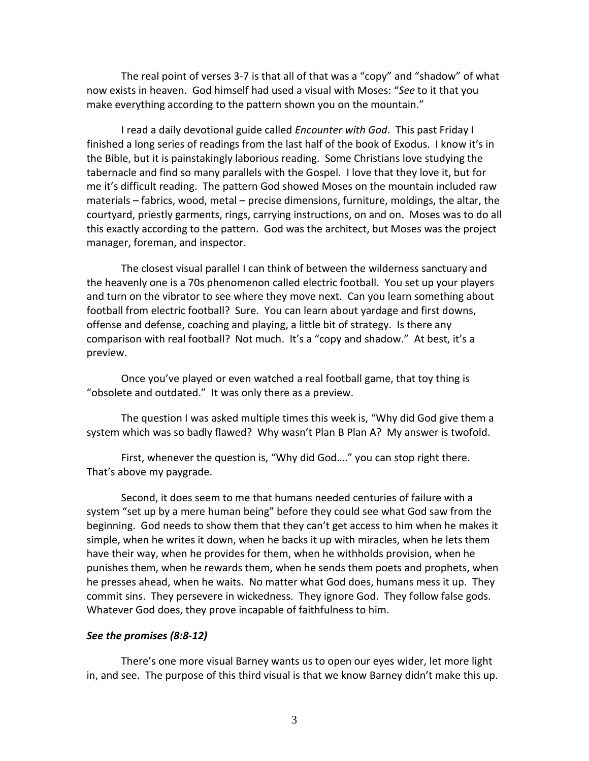The real point of verses 3-7 is that all of that was a “copy” and “shadow” of what now exists in heaven. God himself had used a visual with Moses: “*See* to it that you make everything according to the pattern shown you on the mountain.”

I read a daily devotional guide called *Encounter with God*. This past Friday I finished a long series of readings from the last half of the book of Exodus. I know it’s in the Bible, but it is painstakingly laborious reading. Some Christians love studying the tabernacle and find so many parallels with the Gospel. I love that they love it, but for me it’s difficult reading. The pattern God showed Moses on the mountain included raw materials – fabrics, wood, metal – precise dimensions, furniture, moldings, the altar, the courtyard, priestly garments, rings, carrying instructions, on and on. Moses was to do all this exactly according to the pattern. God was the architect, but Moses was the project manager, foreman, and inspector.

The closest visual parallel I can think of between the wilderness sanctuary and the heavenly one is a 70s phenomenon called electric football. You set up your players and turn on the vibrator to see where they move next. Can you learn something about football from electric football? Sure. You can learn about yardage and first downs, offense and defense, coaching and playing, a little bit of strategy. Is there any comparison with real football? Not much. It’s a “copy and shadow.” At best, it’s a preview.

Once you’ve played or even watched a real football game, that toy thing is “obsolete and outdated.” It was only there as a preview.

The question I was asked multiple times this week is, “Why did God give them a system which was so badly flawed? Why wasn’t Plan B Plan A? My answer is twofold.

First, whenever the question is, “Why did God….” you can stop right there. That’s above my paygrade.

Second, it does seem to me that humans needed centuries of failure with a system “set up by a mere human being” before they could see what God saw from the beginning. God needs to show them that they can’t get access to him when he makes it simple, when he writes it down, when he backs it up with miracles, when he lets them have their way, when he provides for them, when he withholds provision, when he punishes them, when he rewards them, when he sends them poets and prophets, when he presses ahead, when he waits. No matter what God does, humans mess it up. They commit sins. They persevere in wickedness. They ignore God. They follow false gods. Whatever God does, they prove incapable of faithfulness to him.

***See the promises (8:8-12)***

There’s one more visual Barney wants us to open our eyes wider, let more light in, and see. The purpose of this third visual is that we know Barney didn’t make this up.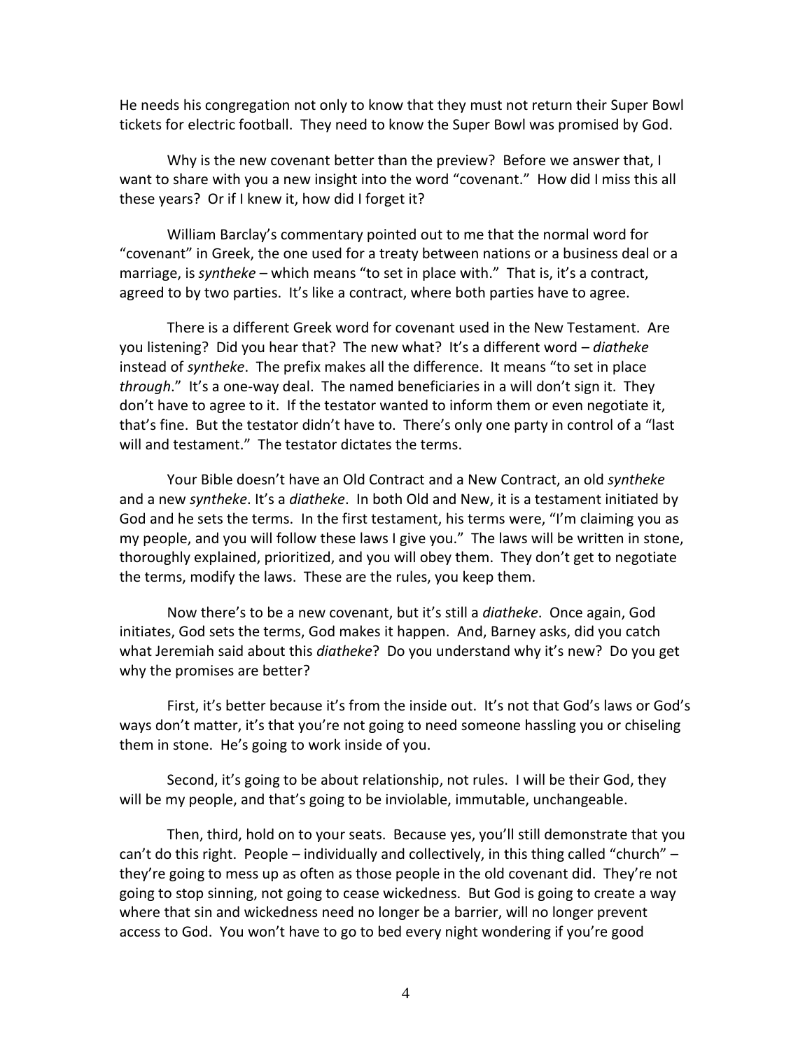He needs his congregation not only to know that they must not return their Super Bowl tickets for electric football. They need to know the Super Bowl was promised by God.

Why is the new covenant better than the preview? Before we answer that, I want to share with you a new insight into the word "covenant." How did I miss this all these years? Or if I knew it, how did I forget it?

William Barclay's commentary pointed out to me that the normal word for "covenant" in Greek, the one used for a treaty between nations or a business deal or a marriage, is *syntheke* – which means "to set in place with." That is, it's a contract, agreed to by two parties. It's like a contract, where both parties have to agree.

There is a different Greek word for covenant used in the New Testament. Are you listening? Did you hear that? The new what? It's a different word – *diatheke* instead of *syntheke*. The prefix makes all the difference. It means "to set in place *through*." It's a one-way deal. The named beneficiaries in a will don't sign it. They don't have to agree to it. If the testator wanted to inform them or even negotiate it, that's fine. But the testator didn't have to. There's only one party in control of a "last will and testament." The testator dictates the terms.

Your Bible doesn't have an Old Contract and a New Contract, an old *syntheke* and a new *syntheke*. It's a *diatheke*. In both Old and New, it is a testament initiated by God and he sets the terms. In the first testament, his terms were, "I'm claiming you as my people, and you will follow these laws I give you." The laws will be written in stone, thoroughly explained, prioritized, and you will obey them. They don't get to negotiate the terms, modify the laws. These are the rules, you keep them.

Now there's to be a new covenant, but it's still a *diatheke*. Once again, God initiates, God sets the terms, God makes it happen. And, Barney asks, did you catch what Jeremiah said about this *diatheke*? Do you understand why it's new? Do you get why the promises are better?

First, it's better because it's from the inside out. It's not that God's laws or God's ways don't matter, it's that you're not going to need someone hassling you or chiseling them in stone. He's going to work inside of you.

Second, it's going to be about relationship, not rules. I will be their God, they will be my people, and that's going to be inviolable, immutable, unchangeable.

Then, third, hold on to your seats. Because yes, you'll still demonstrate that you can't do this right. People – individually and collectively, in this thing called "church" – they're going to mess up as often as those people in the old covenant did. They're not going to stop sinning, not going to cease wickedness. But God is going to create a way where that sin and wickedness need no longer be a barrier, will no longer prevent access to God. You won't have to go to bed every night wondering if you're good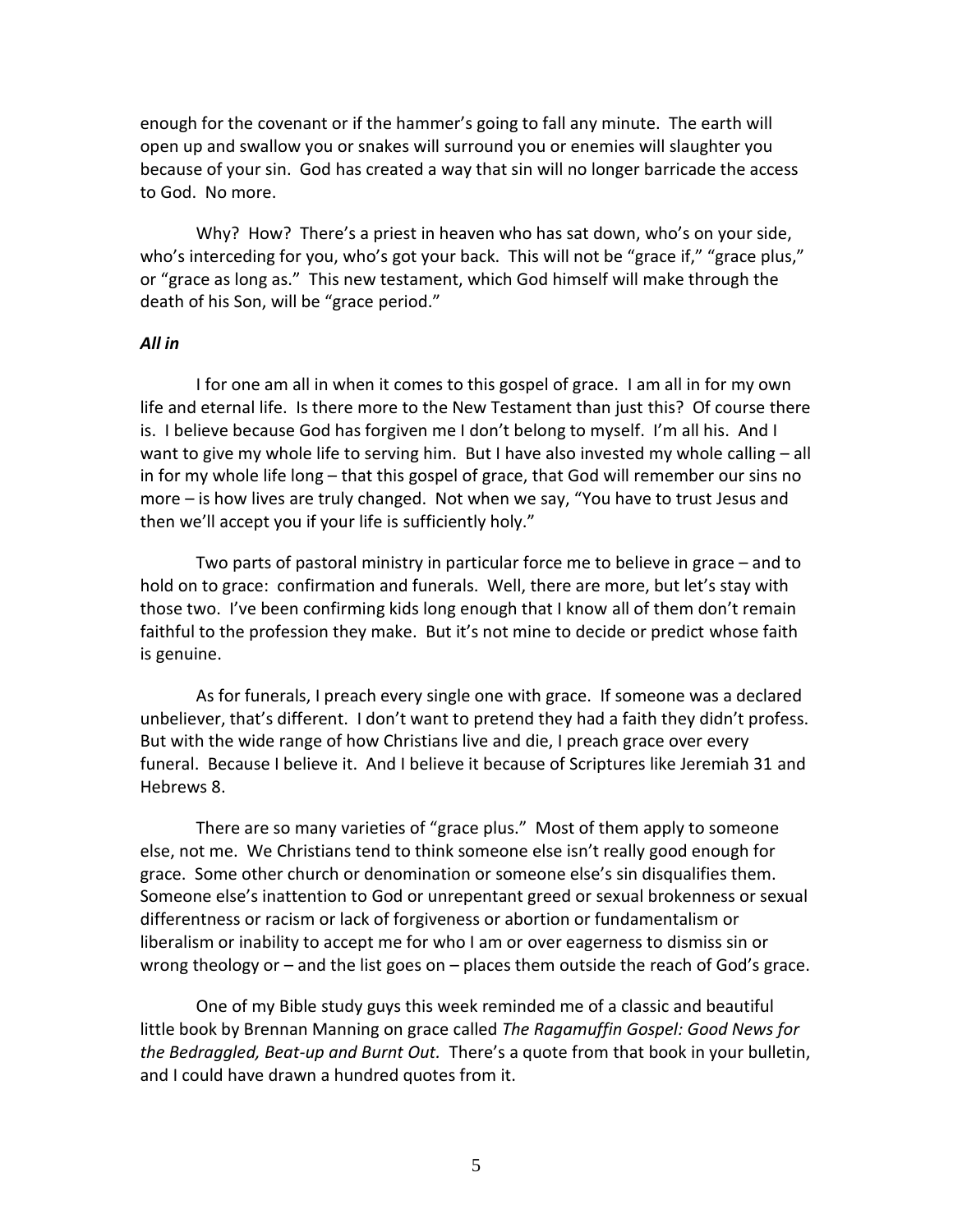enough for the covenant or if the hammer's going to fall any minute. The earth will open up and swallow you or snakes will surround you or enemies will slaughter you because of your sin. God has created a way that sin will no longer barricade the access to God. No more.

Why? How? There's a priest in heaven who has sat down, who's on your side, who's interceding for you, who's got your back. This will not be "grace if," "grace plus," or "grace as long as." This new testament, which God himself will make through the death of his Son, will be "grace period."

***All in***

I for one am all in when it comes to this gospel of grace. I am all in for my own life and eternal life. Is there more to the New Testament than just this? Of course there is. I believe because God has forgiven me I don't belong to myself. I'm all his. And I want to give my whole life to serving him. But I have also invested my whole calling – all in for my whole life long – that this gospel of grace, that God will remember our sins no more – is how lives are truly changed. Not when we say, "You have to trust Jesus and then we'll accept you if your life is sufficiently holy."

Two parts of pastoral ministry in particular force me to believe in grace – and to hold on to grace: confirmation and funerals. Well, there are more, but let's stay with those two. I've been confirming kids long enough that I know all of them don't remain faithful to the profession they make. But it's not mine to decide or predict whose faith is genuine.

As for funerals, I preach every single one with grace. If someone was a declared unbeliever, that's different. I don't want to pretend they had a faith they didn't profess. But with the wide range of how Christians live and die, I preach grace over every funeral. Because I believe it. And I believe it because of Scriptures like Jeremiah 31 and Hebrews 8.

There are so many varieties of "grace plus." Most of them apply to someone else, not me. We Christians tend to think someone else isn't really good enough for grace. Some other church or denomination or someone else's sin disqualifies them. Someone else's inattention to God or unrepentant greed or sexual brokenness or sexual differentness or racism or lack of forgiveness or abortion or fundamentalism or liberalism or inability to accept me for who I am or over eagerness to dismiss sin or wrong theology or – and the list goes on – places them outside the reach of God's grace.

One of my Bible study guys this week reminded me of a classic and beautiful little book by Brennan Manning on grace called *The Ragamuffin Gospel: Good News for the Bedraggled, Beat-up and Burnt Out.* There's a quote from that book in your bulletin, and I could have drawn a hundred quotes from it.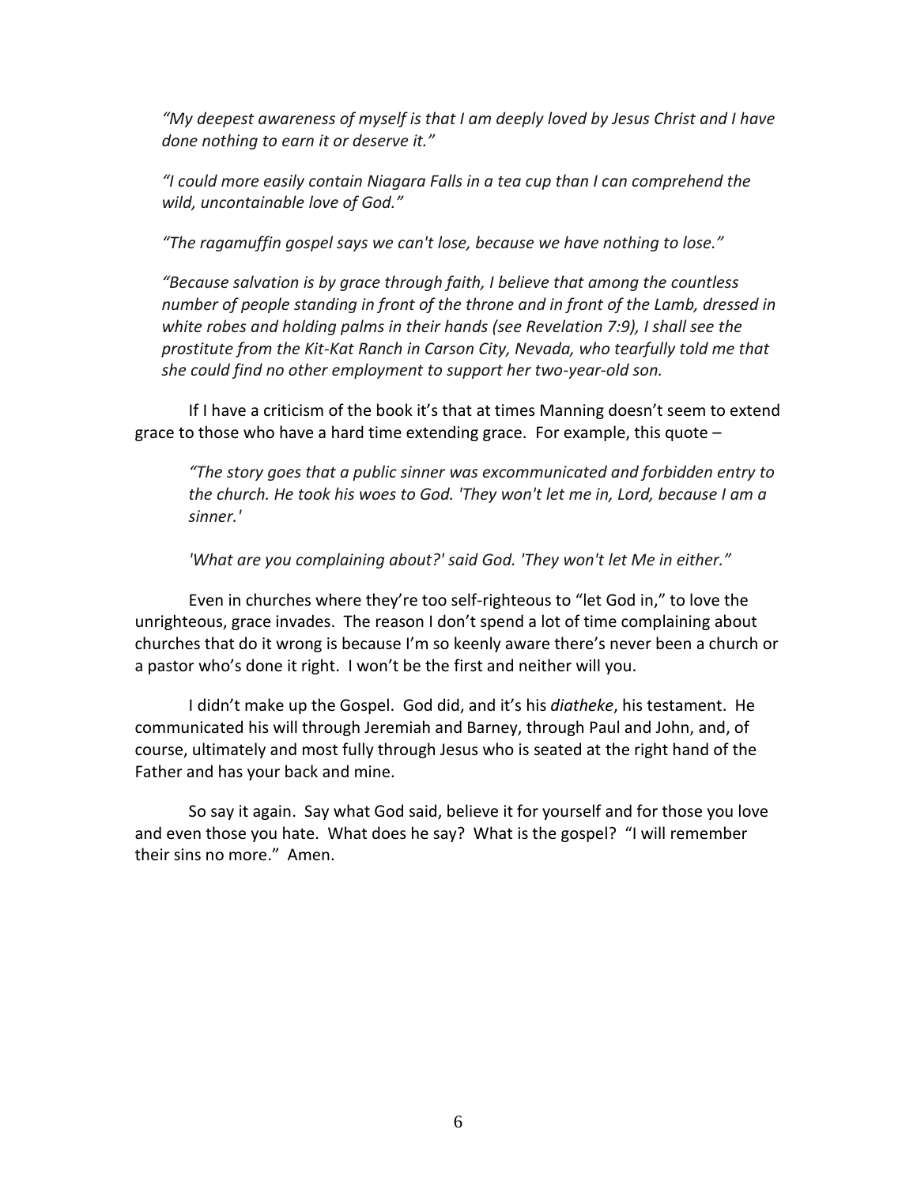*"My deepest awareness of myself is that I am deeply loved by Jesus Christ and I have done nothing to earn it or deserve it."*

*"I could more easily contain Niagara Falls in a tea cup than I can comprehend the wild, uncontainable love of God."*

*"The ragamuffin gospel says we can't lose, because we have nothing to lose."*

*"Because salvation is by grace through faith, I believe that among the countless number of people standing in front of the throne and in front of the Lamb, dressed in white robes and holding palms in their hands (see Revelation 7:9), I shall see the prostitute from the Kit-Kat Ranch in Carson City, Nevada, who tearfully told me that she could find no other employment to support her two-year-old son.*

If I have a criticism of the book it's that at times Manning doesn't seem to extend grace to those who have a hard time extending grace. For example, this quote –

*"The story goes that a public sinner was excommunicated and forbidden entry to the church. He took his woes to God. 'They won't let me in, Lord, because I am a sinner.'*

*'What are you complaining about?' said God. 'They won't let Me in either."*

Even in churches where they're too self-righteous to "let God in," to love the unrighteous, grace invades. The reason I don't spend a lot of time complaining about churches that do it wrong is because I'm so keenly aware there's never been a church or a pastor who's done it right. I won't be the first and neither will you.

I didn't make up the Gospel. God did, and it's his *diatheke*, his testament. He communicated his will through Jeremiah and Barney, through Paul and John, and, of course, ultimately and most fully through Jesus who is seated at the right hand of the Father and has your back and mine.

So say it again. Say what God said, believe it for yourself and for those you love and even those you hate. What does he say? What is the gospel? "I will remember their sins no more." Amen.